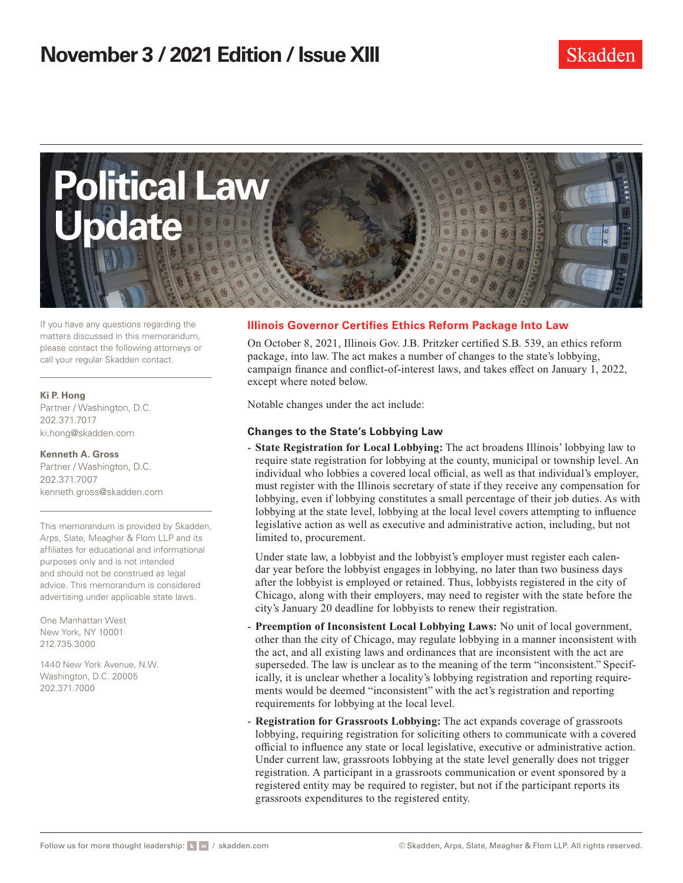# November 3 / 2021 Edition / Issue XIII

Skadden

# Political Law Update

If you have any questions regarding the matters discussed in this memorandum, please contact the following attorneys or call your regular Skadden contact.

**Ki P. Hong**
Partner / Washington, D.C.
202.371.7017
ki.hong@skadden.com

**Kenneth A. Gross**
Partner / Washington, D.C.
202.371.7007
kenneth.gross@skadden.com

This memorandum is provided by Skadden, Arps, Slate, Meagher & Flom LLP and its affiliates for educational and informational purposes only and is not intended and should not be construed as legal advice. This memorandum is considered advertising under applicable state laws.

One Manhattan West
New York, NY 10001
212.735.3000

1440 New York Avenue, N.W.
Washington, D.C. 20005
202.371.7000

## Illinois Governor Certifies Ethics Reform Package Into Law

On October 8, 2021, Illinois Gov. J.B. Pritzker certified S.B. 539, an ethics reform package, into law. The act makes a number of changes to the state's lobbying, campaign finance and conflict-of-interest laws, and takes effect on January 1, 2022, except where noted below.

Notable changes under the act include:

### Changes to the State's Lobbying Law

- **State Registration for Local Lobbying:** The act broadens Illinois' lobbying law to require state registration for lobbying at the county, municipal or township level. An individual who lobbies a covered local official, as well as that individual's employer, must register with the Illinois secretary of state if they receive any compensation for lobbying, even if lobbying constitutes a small percentage of their job duties. As with lobbying at the state level, lobbying at the local level covers attempting to influence legislative action as well as executive and administrative action, including, but not limited to, procurement.

  Under state law, a lobbyist and the lobbyist's employer must register each calendar year before the lobbyist engages in lobbying, no later than two business days after the lobbyist is employed or retained. Thus, lobbyists registered in the city of Chicago, along with their employers, may need to register with the state before the city's January 20 deadline for lobbyists to renew their registration.

- **Preemption of Inconsistent Local Lobbying Laws:** No unit of local government, other than the city of Chicago, may regulate lobbying in a manner inconsistent with the act, and all existing laws and ordinances that are inconsistent with the act are superseded. The law is unclear as to the meaning of the term "inconsistent." Specifically, it is unclear whether a locality's lobbying registration and reporting requirements would be deemed "inconsistent" with the act's registration and reporting requirements for lobbying at the local level.

- **Registration for Grassroots Lobbying:** The act expands coverage of grassroots lobbying, requiring registration for soliciting others to communicate with a covered official to influence any state or local legislative, executive or administrative action. Under current law, grassroots lobbying at the state level generally does not trigger registration. A participant in a grassroots communication or event sponsored by a registered entity may be required to register, but not if the participant reports its grassroots expenditures to the registered entity.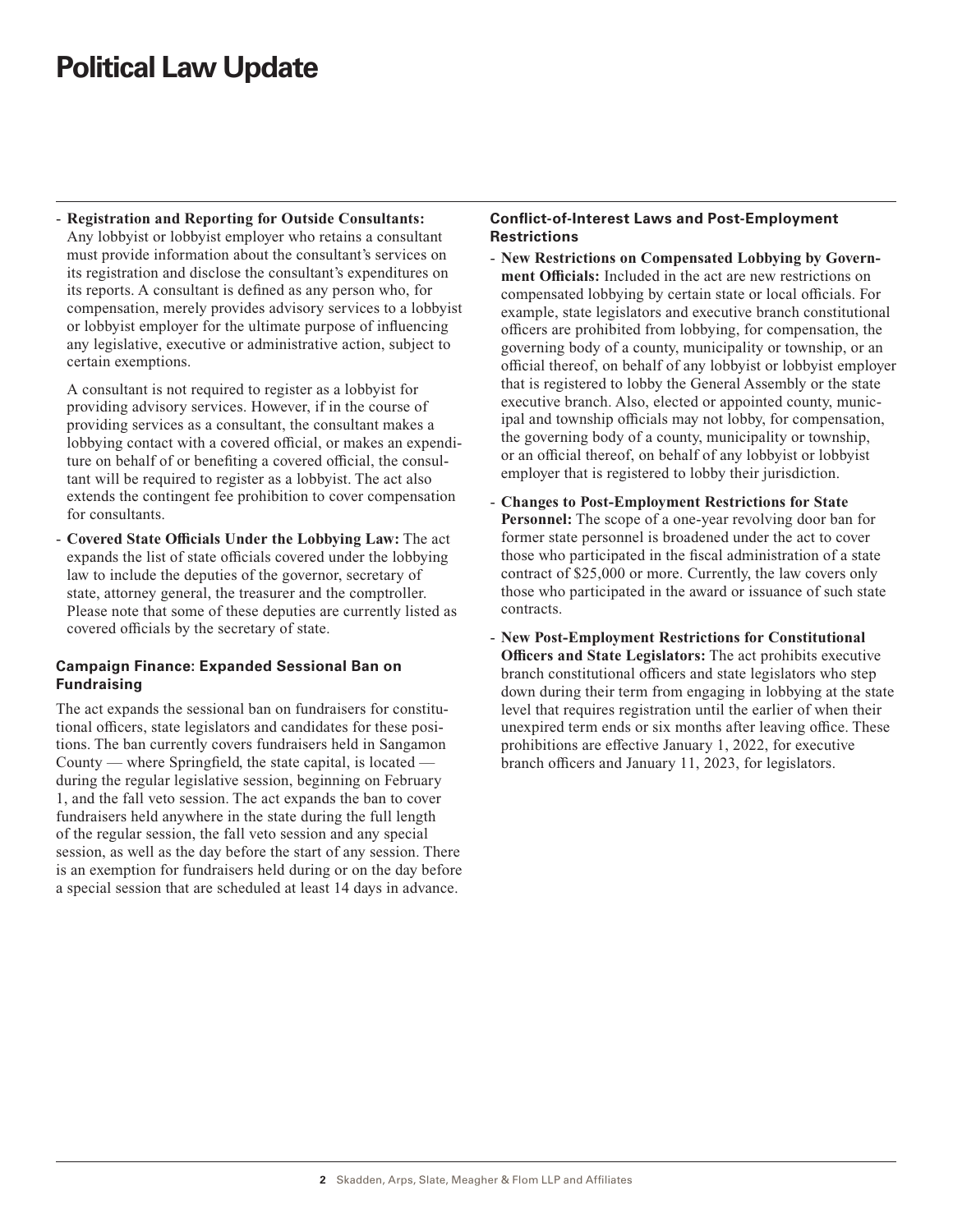- **Registration and Reporting for Outside Consultants:** Any lobbyist or lobbyist employer who retains a consultant must provide information about the consultant's services on its registration and disclose the consultant's expenditures on its reports. A consultant is defined as any person who, for compensation, merely provides advisory services to a lobbyist or lobbyist employer for the ultimate purpose of influencing any legislative, executive or administrative action, subject to certain exemptions.

  A consultant is not required to register as a lobbyist for providing advisory services. However, if in the course of providing services as a consultant, the consultant makes a lobbying contact with a covered official, or makes an expenditure on behalf of or benefiting a covered official, the consultant will be required to register as a lobbyist. The act also extends the contingent fee prohibition to cover compensation for consultants.

- **Covered State Officials Under the Lobbying Law:** The act expands the list of state officials covered under the lobbying law to include the deputies of the governor, secretary of state, attorney general, the treasurer and the comptroller. Please note that some of these deputies are currently listed as covered officials by the secretary of state.

### Campaign Finance: Expanded Sessional Ban on Fundraising

The act expands the sessional ban on fundraisers for constitutional officers, state legislators and candidates for these positions. The ban currently covers fundraisers held in Sangamon County — where Springfield, the state capital, is located — during the regular legislative session, beginning on February 1, and the fall veto session. The act expands the ban to cover fundraisers held anywhere in the state during the full length of the regular session, the fall veto session and any special session, as well as the day before the start of any session. There is an exemption for fundraisers held during or on the day before a special session that are scheduled at least 14 days in advance.

### Conflict-of-Interest Laws and Post-Employment Restrictions

- **New Restrictions on Compensated Lobbying by Government Officials:** Included in the act are new restrictions on compensated lobbying by certain state or local officials. For example, state legislators and executive branch constitutional officers are prohibited from lobbying, for compensation, the governing body of a county, municipality or township, or an official thereof, on behalf of any lobbyist or lobbyist employer that is registered to lobby the General Assembly or the state executive branch. Also, elected or appointed county, municipal and township officials may not lobby, for compensation, the governing body of a county, municipality or township, or an official thereof, on behalf of any lobbyist or lobbyist employer that is registered to lobby their jurisdiction.

- **Changes to Post-Employment Restrictions for State Personnel:** The scope of a one-year revolving door ban for former state personnel is broadened under the act to cover those who participated in the fiscal administration of a state contract of $25,000 or more. Currently, the law covers only those who participated in the award or issuance of such state contracts.

- **New Post-Employment Restrictions for Constitutional Officers and State Legislators:** The act prohibits executive branch constitutional officers and state legislators who step down during their term from engaging in lobbying at the state level that requires registration until the earlier of when their unexpired term ends or six months after leaving office. These prohibitions are effective January 1, 2022, for executive branch officers and January 11, 2023, for legislators.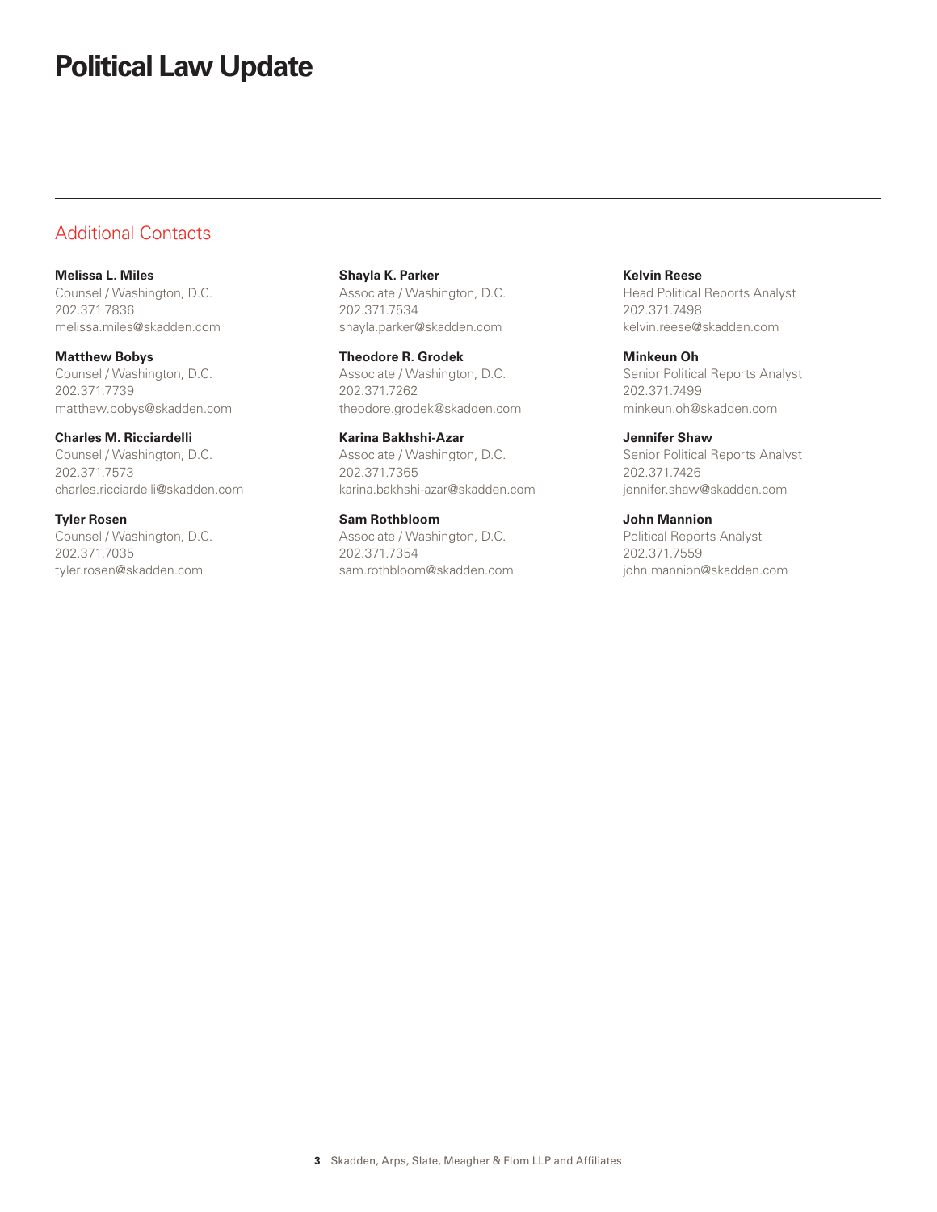# Political Law Update

## Additional Contacts

**Melissa L. Miles**
Counsel / Washington, D.C.
202.371.7836
melissa.miles@skadden.com

**Matthew Bobys**
Counsel / Washington, D.C.
202.371.7739
matthew.bobys@skadden.com

**Charles M. Ricciardelli**
Counsel / Washington, D.C.
202.371.7573
charles.ricciardelli@skadden.com

**Tyler Rosen**
Counsel / Washington, D.C.
202.371.7035
tyler.rosen@skadden.com

**Shayla K. Parker**
Associate / Washington, D.C.
202.371.7534
shayla.parker@skadden.com

**Theodore R. Grodek**
Associate / Washington, D.C.
202.371.7262
theodore.grodek@skadden.com

**Karina Bakhshi-Azar**
Associate / Washington, D.C.
202.371.7365
karina.bakhshi-azar@skadden.com

**Sam Rothbloom**
Associate / Washington, D.C.
202.371.7354
sam.rothbloom@skadden.com

**Kelvin Reese**
Head Political Reports Analyst
202.371.7498
kelvin.reese@skadden.com

**Minkeun Oh**
Senior Political Reports Analyst
202.371.7499
minkeun.oh@skadden.com

**Jennifer Shaw**
Senior Political Reports Analyst
202.371.7426
jennifer.shaw@skadden.com

**John Mannion**
Political Reports Analyst
202.371.7559
john.mannion@skadden.com